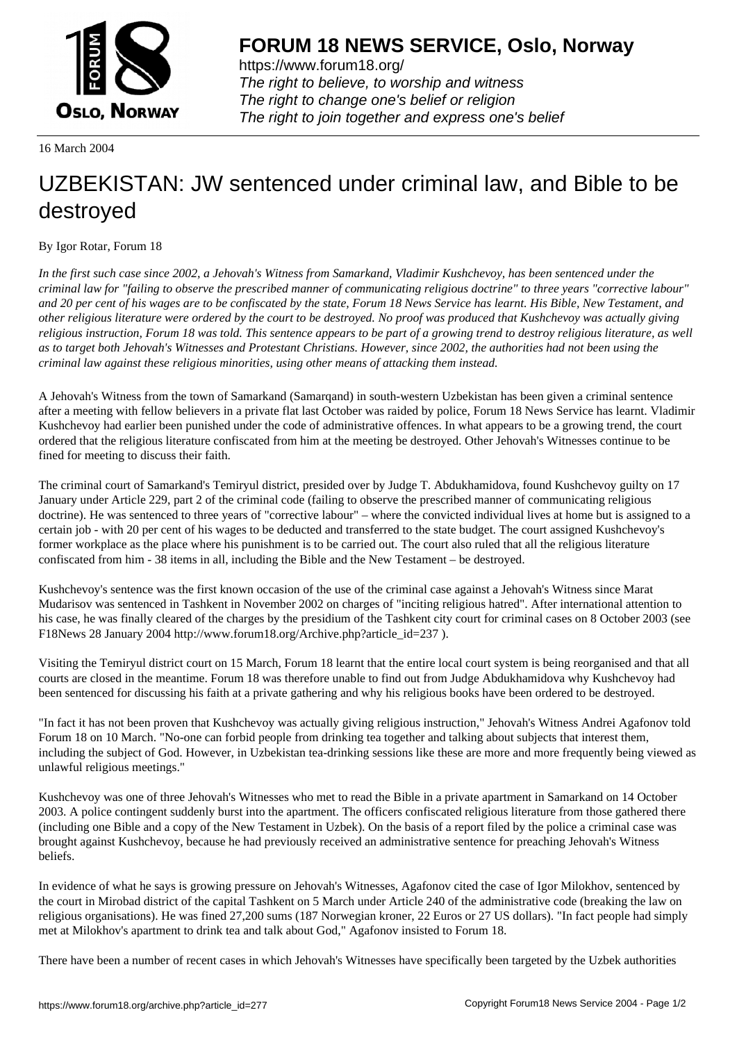# FORUM 18 NEWS SERVICE, Oslo, Norway

https://www.forum18.org/
*The right to believe, to worship and witness*
*The right to change one's belief or religion*
*The right to join together and express one's belief*

16 March 2004

# UZBEKISTAN: JW sentenced under criminal law, and Bible to be destroyed

By Igor Rotar, Forum 18

*In the first such case since 2002, a Jehovah's Witness from Samarkand, Vladimir Kushchevoy, has been sentenced under the criminal law for "failing to observe the prescribed manner of communicating religious doctrine" to three years "corrective labour" and 20 per cent of his wages are to be confiscated by the state, Forum 18 News Service has learnt. His Bible, New Testament, and other religious literature were ordered by the court to be destroyed. No proof was produced that Kushchevoy was actually giving religious instruction, Forum 18 was told. This sentence appears to be part of a growing trend to destroy religious literature, as well as to target both Jehovah's Witnesses and Protestant Christians. However, since 2002, the authorities had not been using the criminal law against these religious minorities, using other means of attacking them instead.*

A Jehovah's Witness from the town of Samarkand (Samarqand) in south-western Uzbekistan has been given a criminal sentence after a meeting with fellow believers in a private flat last October was raided by police, Forum 18 News Service has learnt. Vladimir Kushchevoy had earlier been punished under the code of administrative offences. In what appears to be a growing trend, the court ordered that the religious literature confiscated from him at the meeting be destroyed. Other Jehovah's Witnesses continue to be fined for meeting to discuss their faith.

The criminal court of Samarkand's Temiryul district, presided over by Judge T. Abdukhamidova, found Kushchevoy guilty on 17 January under Article 229, part 2 of the criminal code (failing to observe the prescribed manner of communicating religious doctrine). He was sentenced to three years of "corrective labour" – where the convicted individual lives at home but is assigned to a certain job - with 20 per cent of his wages to be deducted and transferred to the state budget. The court assigned Kushchevoy's former workplace as the place where his punishment is to be carried out. The court also ruled that all the religious literature confiscated from him - 38 items in all, including the Bible and the New Testament – be destroyed.

Kushchevoy's sentence was the first known occasion of the use of the criminal case against a Jehovah's Witness since Marat Mudarisov was sentenced in Tashkent in November 2002 on charges of "inciting religious hatred". After international attention to his case, he was finally cleared of the charges by the presidium of the Tashkent city court for criminal cases on 8 October 2003 (see F18News 28 January 2004 http://www.forum18.org/Archive.php?article_id=237 ).

Visiting the Temiryul district court on 15 March, Forum 18 learnt that the entire local court system is being reorganised and that all courts are closed in the meantime. Forum 18 was therefore unable to find out from Judge Abdukhamidova why Kushchevoy had been sentenced for discussing his faith at a private gathering and why his religious books have been ordered to be destroyed.

"In fact it has not been proven that Kushchevoy was actually giving religious instruction," Jehovah's Witness Andrei Agafonov told Forum 18 on 10 March. "No-one can forbid people from drinking tea together and talking about subjects that interest them, including the subject of God. However, in Uzbekistan tea-drinking sessions like these are more and more frequently being viewed as unlawful religious meetings."

Kushchevoy was one of three Jehovah's Witnesses who met to read the Bible in a private apartment in Samarkand on 14 October 2003. A police contingent suddenly burst into the apartment. The officers confiscated religious literature from those gathered there (including one Bible and a copy of the New Testament in Uzbek). On the basis of a report filed by the police a criminal case was brought against Kushchevoy, because he had previously received an administrative sentence for preaching Jehovah's Witness beliefs.

In evidence of what he says is growing pressure on Jehovah's Witnesses, Agafonov cited the case of Igor Milokhov, sentenced by the court in Mirobad district of the capital Tashkent on 5 March under Article 240 of the administrative code (breaking the law on religious organisations). He was fined 27,200 sums (187 Norwegian kroner, 22 Euros or 27 US dollars). "In fact people had simply met at Milokhov's apartment to drink tea and talk about God," Agafonov insisted to Forum 18.

There have been a number of recent cases in which Jehovah's Witnesses have specifically been targeted by the Uzbek authorities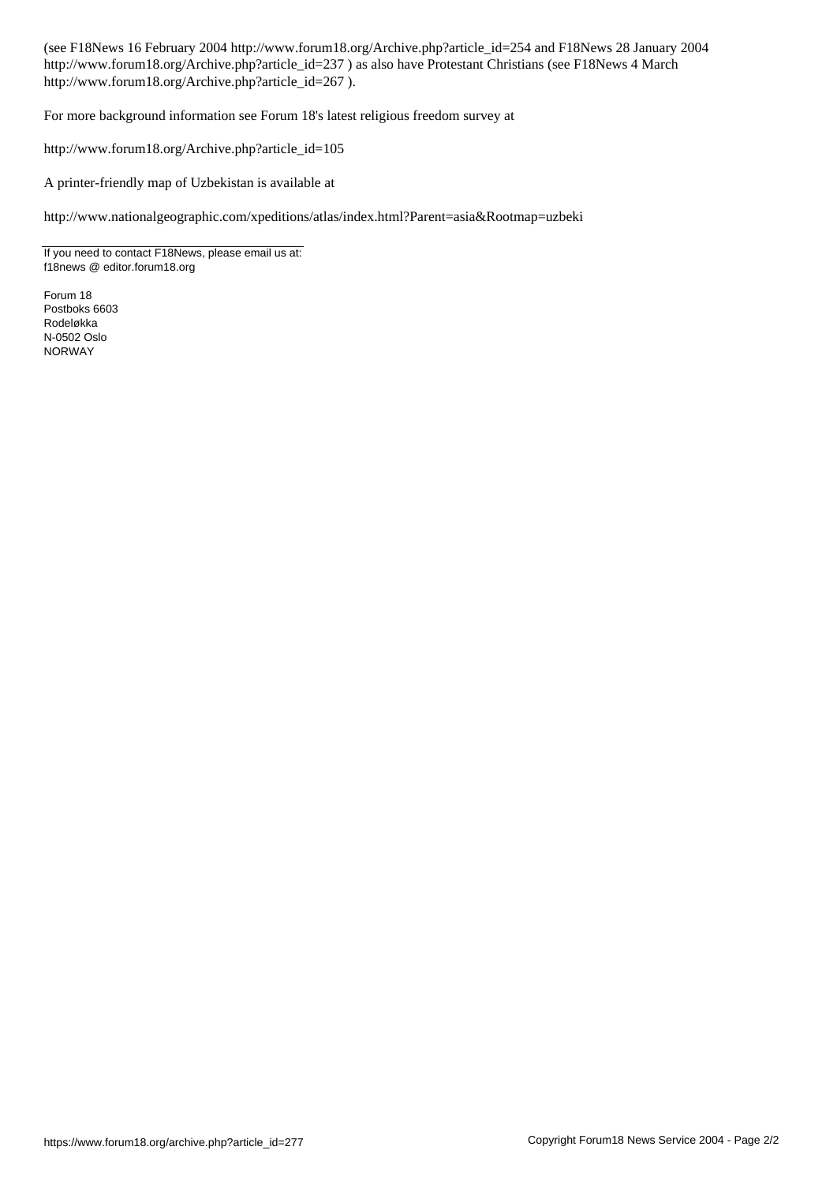(see F18News 16 February 2004 http://www.forum18.org/Archive.php?article_id=254 and F18News 28 January 2004 http://www.forum18.org/Archive.php?article_id=237 ) as also have Protestant Christians (see F18News 4 March http://www.forum18.org/Archive.php?article_id=267 ).

For more background information see Forum 18's latest religious freedom survey at

http://www.forum18.org/Archive.php?article_id=105

A printer-friendly map of Uzbekistan is available at

http://www.nationalgeographic.com/xpeditions/atlas/index.html?Parent=asia&Rootmap=uzbeki

---

If you need to contact F18News, please email us at:
f18news @ editor.forum18.org

Forum 18
Postboks 6603
Rodeløkka
N-0502 Oslo
NORWAY